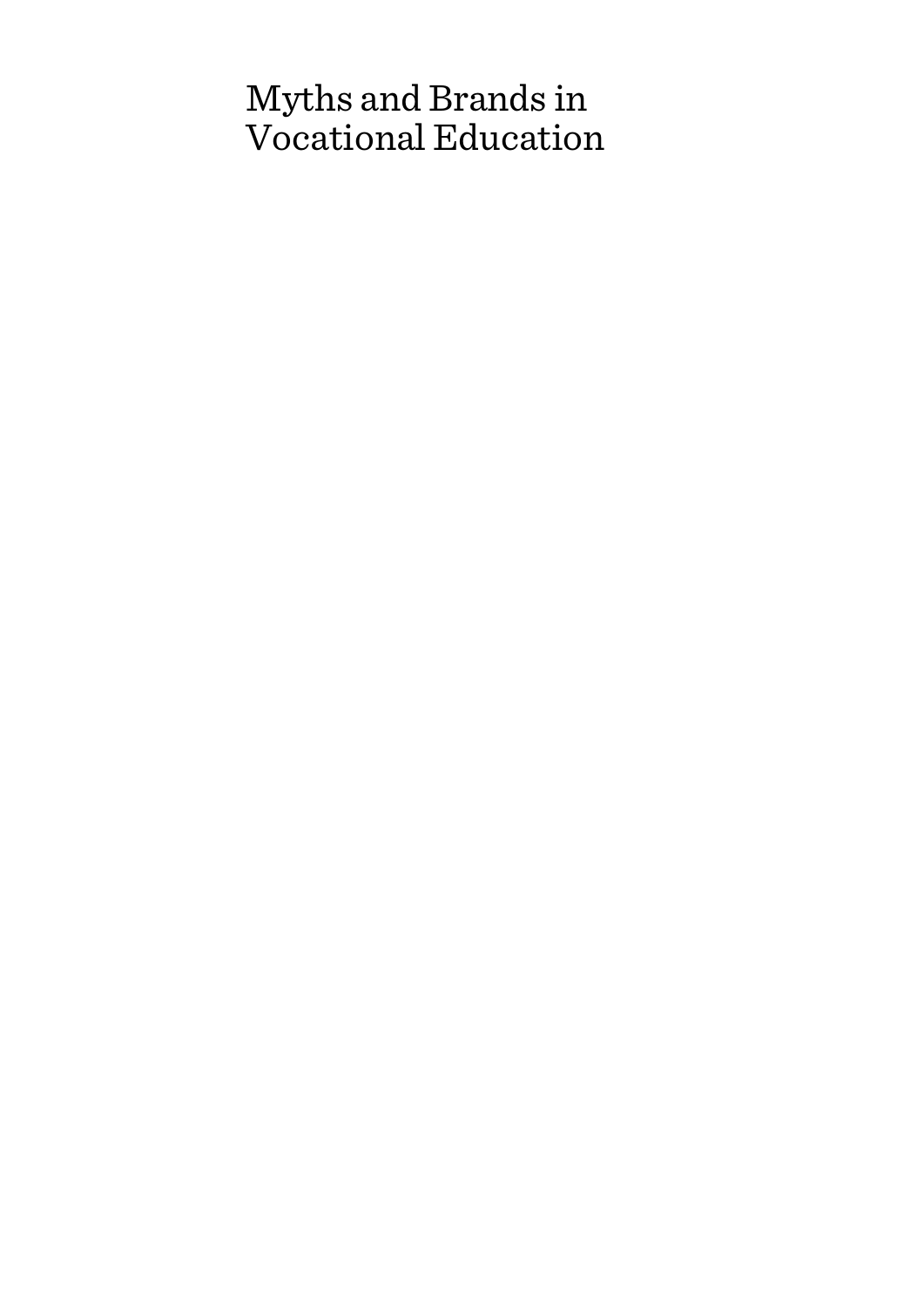# Myths and Brands in Vocational Education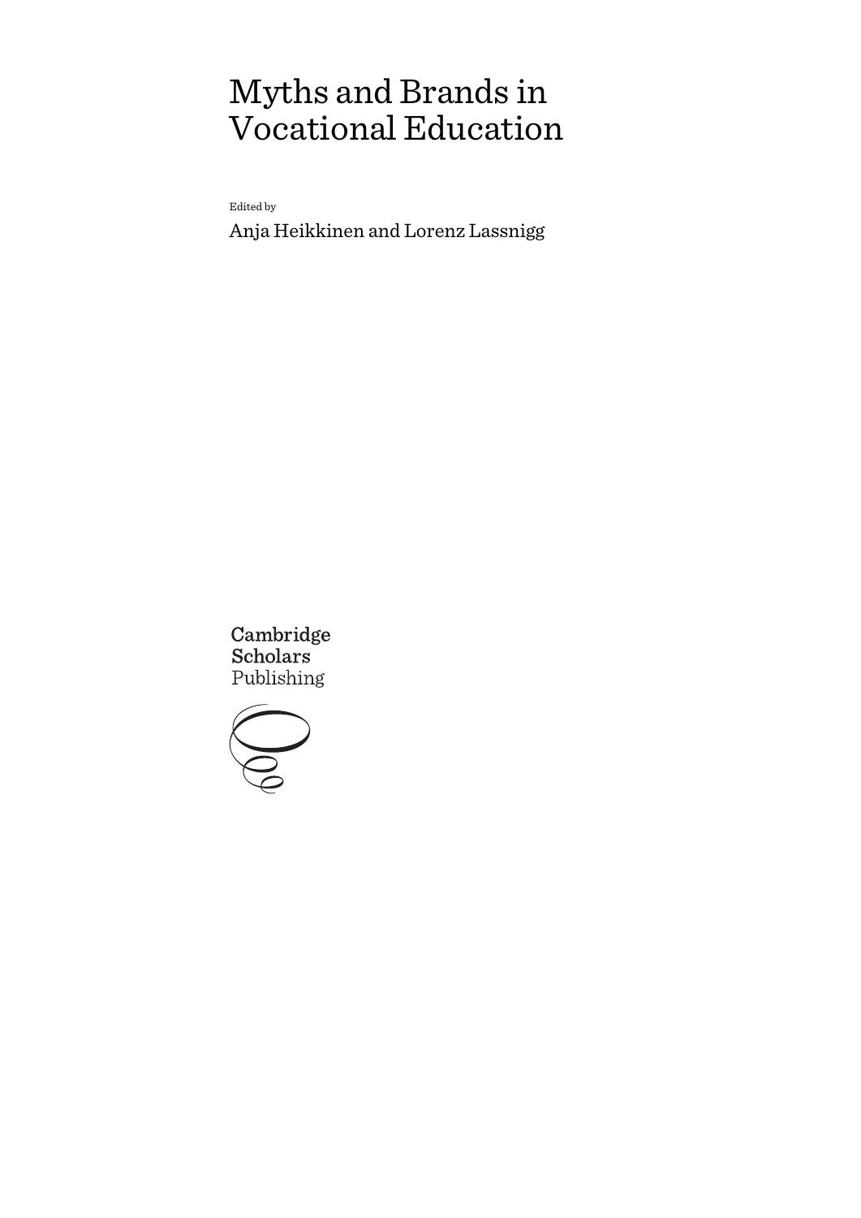# Myths and Brands in Vocational Education

Edited by

Anja Heikkinen and Lorenz Lassnigg

Cambridge Scholars Publishing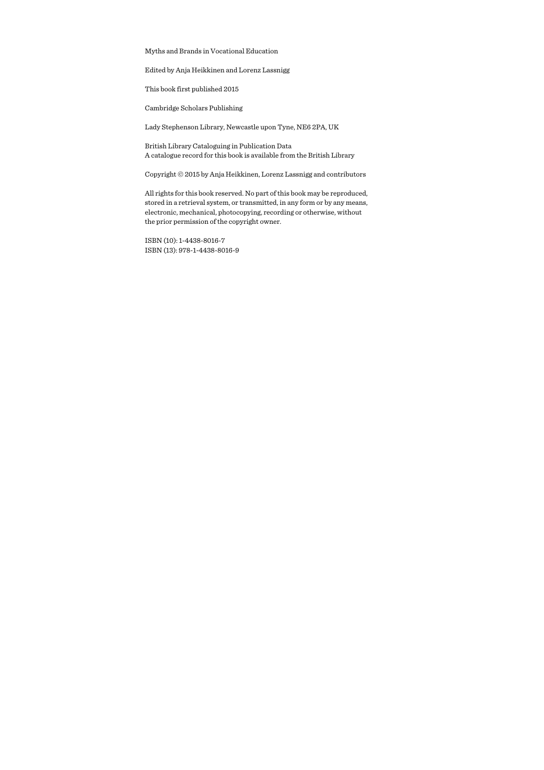Myths and Brands in Vocational Education

Edited by Anja Heikkinen and Lorenz Lassnigg

This book first published 2015

Cambridge Scholars Publishing

Lady Stephenson Library, Newcastle upon Tyne, NE6 2PA, UK

British Library Cataloguing in Publication Data
A catalogue record for this book is available from the British Library

Copyright © 2015 by Anja Heikkinen, Lorenz Lassnigg and contributors

All rights for this book reserved. No part of this book may be reproduced, stored in a retrieval system, or transmitted, in any form or by any means, electronic, mechanical, photocopying, recording or otherwise, without the prior permission of the copyright owner.

ISBN (10): 1-4438-8016-7
ISBN (13): 978-1-4438-8016-9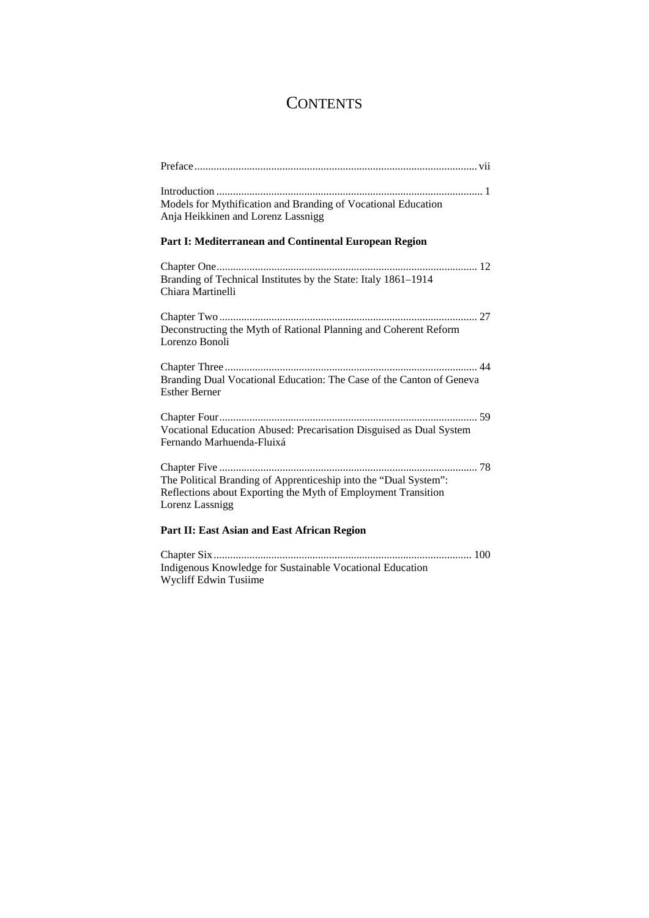# CONTENTS

Preface ........................................................................................................ vii

Introduction ................................................................................................ 1
Models for Mythification and Branding of Vocational Education
Anja Heikkinen and Lorenz Lassnigg

**Part I: Mediterranean and Continental European Region**

Chapter One ............................................................................................... 12
Branding of Technical Institutes by the State: Italy 1861–1914
Chiara Martinelli

Chapter Two .............................................................................................. 27
Deconstructing the Myth of Rational Planning and Coherent Reform
Lorenzo Bonoli

Chapter Three ............................................................................................ 44
Branding Dual Vocational Education: The Case of the Canton of Geneva
Esther Berner

Chapter Four .............................................................................................. 59
Vocational Education Abused: Precarisation Disguised as Dual System
Fernando Marhuenda-Fluixá

Chapter Five .............................................................................................. 78
The Political Branding of Apprenticeship into the "Dual System":
Reflections about Exporting the Myth of Employment Transition
Lorenz Lassnigg

**Part II: East Asian and East African Region**

Chapter Six ............................................................................................... 100
Indigenous Knowledge for Sustainable Vocational Education
Wycliff Edwin Tusiime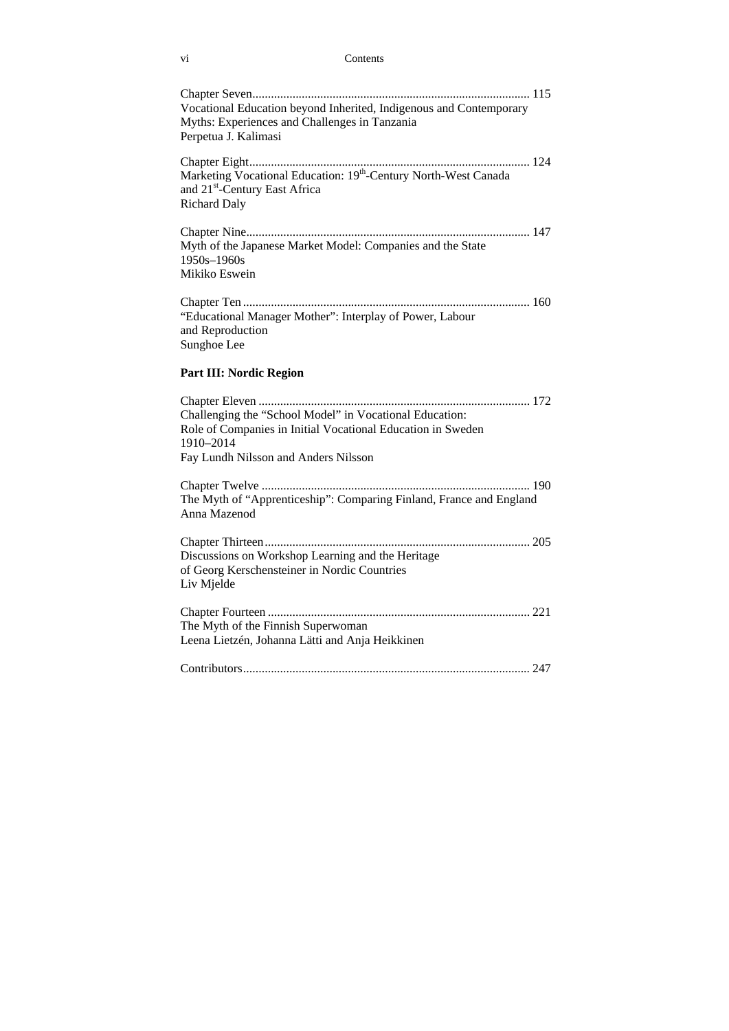Chapter Seven ........................................................................................ 115
Vocational Education beyond Inherited, Indigenous and Contemporary Myths: Experiences and Challenges in Tanzania
Perpetua J. Kalimasi

Chapter Eight ........................................................................................ 124
Marketing Vocational Education: 19th-Century North-West Canada and 21st-Century East Africa
Richard Daly

Chapter Nine ........................................................................................ 147
Myth of the Japanese Market Model: Companies and the State 1950s–1960s
Mikiko Eswein

Chapter Ten ........................................................................................ 160
"Educational Manager Mother": Interplay of Power, Labour and Reproduction
Sunghoe Lee

**Part III: Nordic Region**

Chapter Eleven ........................................................................................ 172
Challenging the "School Model" in Vocational Education: Role of Companies in Initial Vocational Education in Sweden 1910–2014
Fay Lundh Nilsson and Anders Nilsson

Chapter Twelve ........................................................................................ 190
The Myth of "Apprenticeship": Comparing Finland, France and England
Anna Mazenod

Chapter Thirteen ........................................................................................ 205
Discussions on Workshop Learning and the Heritage of Georg Kerschensteiner in Nordic Countries
Liv Mjelde

Chapter Fourteen ........................................................................................ 221
The Myth of the Finnish Superwoman
Leena Lietzén, Johanna Lätti and Anja Heikkinen

Contributors ........................................................................................ 247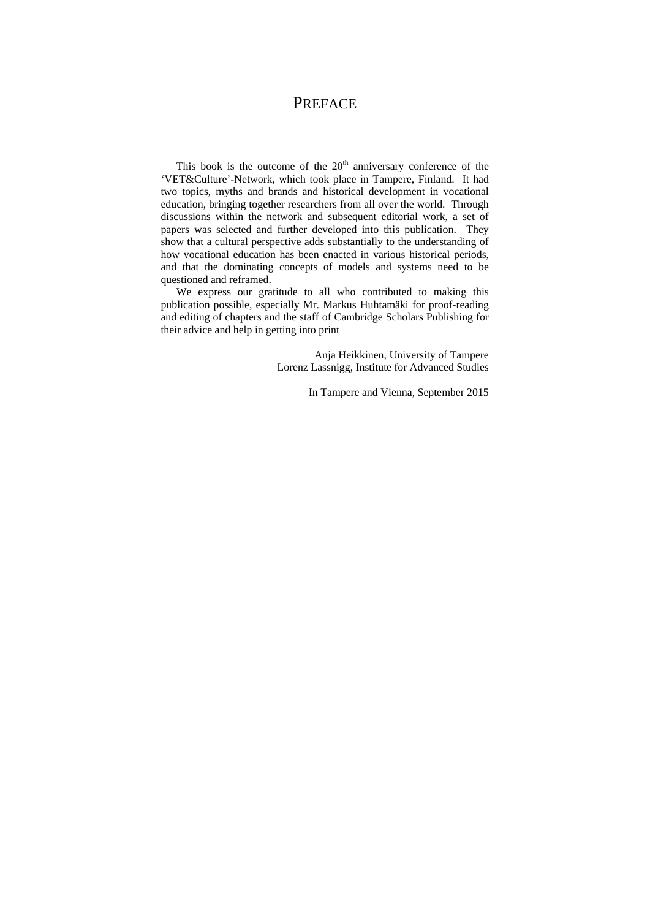# PREFACE

This book is the outcome of the 20th anniversary conference of the 'VET&Culture'-Network, which took place in Tampere, Finland. It had two topics, myths and brands and historical development in vocational education, bringing together researchers from all over the world. Through discussions within the network and subsequent editorial work, a set of papers was selected and further developed into this publication. They show that a cultural perspective adds substantially to the understanding of how vocational education has been enacted in various historical periods, and that the dominating concepts of models and systems need to be questioned and reframed.

We express our gratitude to all who contributed to making this publication possible, especially Mr. Markus Huhtamäki for proof-reading and editing of chapters and the staff of Cambridge Scholars Publishing for their advice and help in getting into print

Anja Heikkinen, University of Tampere
Lorenz Lassnigg, Institute for Advanced Studies

In Tampere and Vienna, September 2015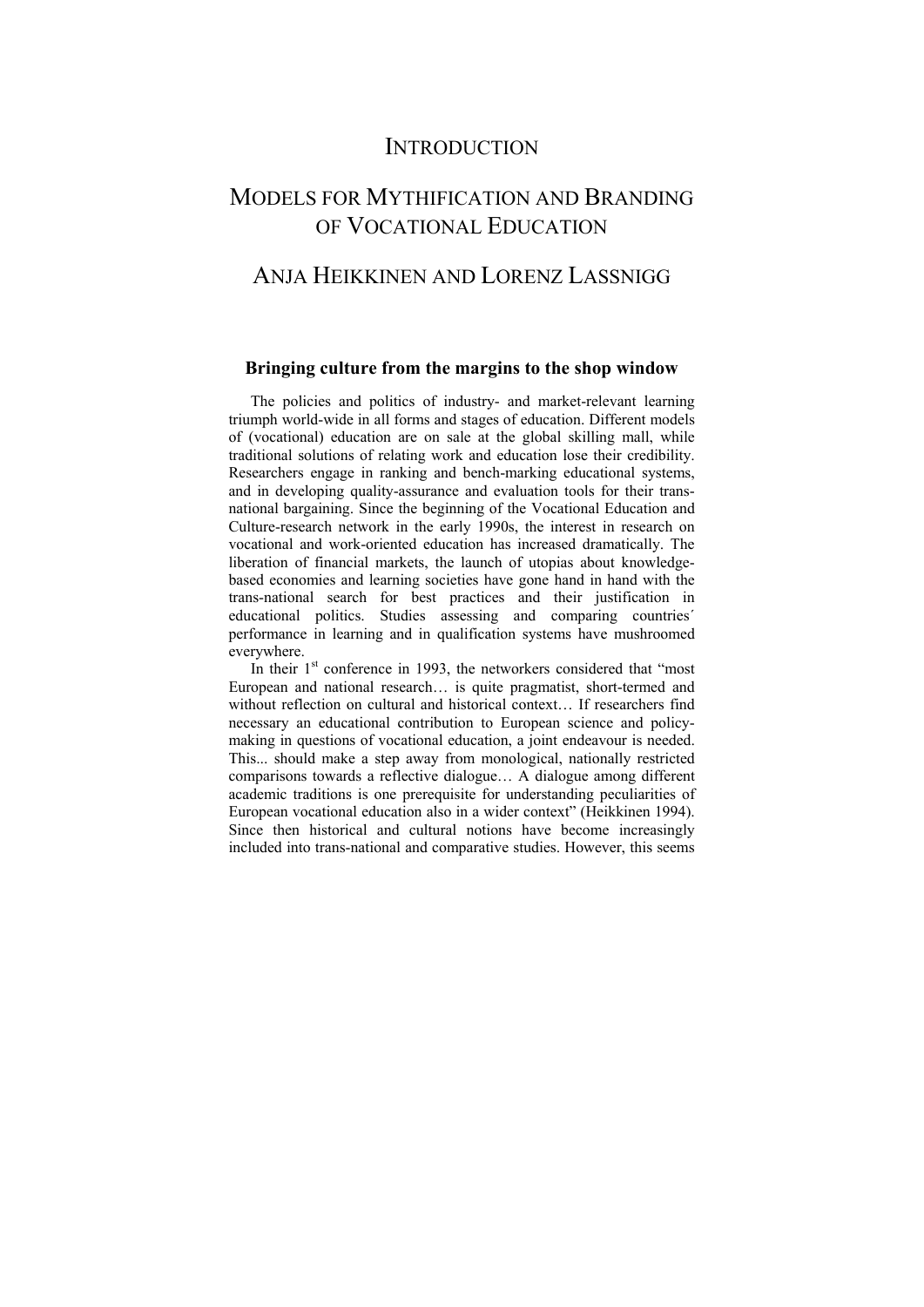# INTRODUCTION

# MODELS FOR MYTHIFICATION AND BRANDING OF VOCATIONAL EDUCATION

## ANJA HEIKKINEN AND LORENZ LASSNIGG

### Bringing culture from the margins to the shop window

The policies and politics of industry- and market-relevant learning triumph world-wide in all forms and stages of education. Different models of (vocational) education are on sale at the global skilling mall, while traditional solutions of relating work and education lose their credibility. Researchers engage in ranking and bench-marking educational systems, and in developing quality-assurance and evaluation tools for their trans-national bargaining. Since the beginning of the Vocational Education and Culture-research network in the early 1990s, the interest in research on vocational and work-oriented education has increased dramatically. The liberation of financial markets, the launch of utopias about knowledge-based economies and learning societies have gone hand in hand with the trans-national search for best practices and their justification in educational politics. Studies assessing and comparing countries´ performance in learning and in qualification systems have mushroomed everywhere.

In their 1st conference in 1993, the networkers considered that "most European and national research… is quite pragmatist, short-termed and without reflection on cultural and historical context… If researchers find necessary an educational contribution to European science and policy-making in questions of vocational education, a joint endeavour is needed. This... should make a step away from monological, nationally restricted comparisons towards a reflective dialogue… A dialogue among different academic traditions is one prerequisite for understanding peculiarities of European vocational education also in a wider context" (Heikkinen 1994). Since then historical and cultural notions have become increasingly included into trans-national and comparative studies. However, this seems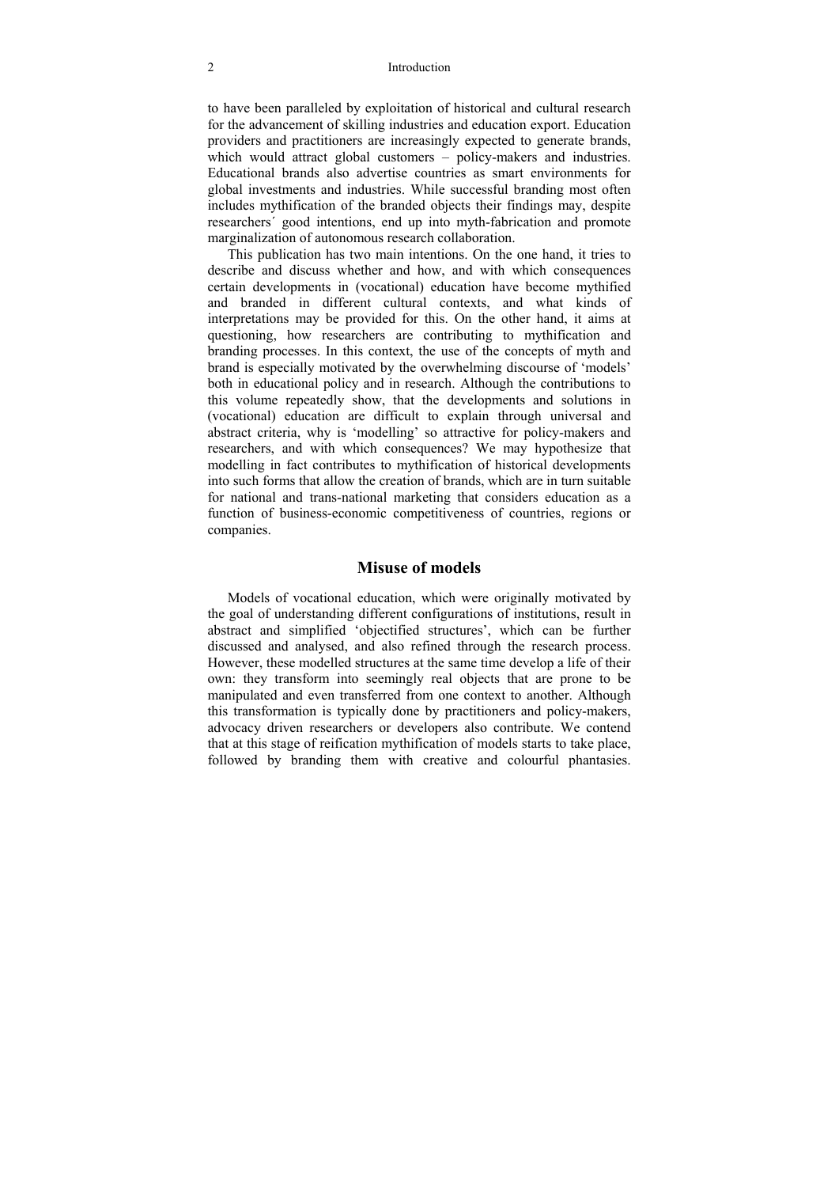to have been paralleled by exploitation of historical and cultural research for the advancement of skilling industries and education export. Education providers and practitioners are increasingly expected to generate brands, which would attract global customers – policy-makers and industries. Educational brands also advertise countries as smart environments for global investments and industries. While successful branding most often includes mythification of the branded objects their findings may, despite researchers´ good intentions, end up into myth-fabrication and promote marginalization of autonomous research collaboration.

This publication has two main intentions. On the one hand, it tries to describe and discuss whether and how, and with which consequences certain developments in (vocational) education have become mythified and branded in different cultural contexts, and what kinds of interpretations may be provided for this. On the other hand, it aims at questioning, how researchers are contributing to mythification and branding processes. In this context, the use of the concepts of myth and brand is especially motivated by the overwhelming discourse of 'models' both in educational policy and in research. Although the contributions to this volume repeatedly show, that the developments and solutions in (vocational) education are difficult to explain through universal and abstract criteria, why is 'modelling' so attractive for policy-makers and researchers, and with which consequences? We may hypothesize that modelling in fact contributes to mythification of historical developments into such forms that allow the creation of brands, which are in turn suitable for national and trans-national marketing that considers education as a function of business-economic competitiveness of countries, regions or companies.

## Misuse of models

Models of vocational education, which were originally motivated by the goal of understanding different configurations of institutions, result in abstract and simplified 'objectified structures', which can be further discussed and analysed, and also refined through the research process. However, these modelled structures at the same time develop a life of their own: they transform into seemingly real objects that are prone to be manipulated and even transferred from one context to another. Although this transformation is typically done by practitioners and policy-makers, advocacy driven researchers or developers also contribute. We contend that at this stage of reification mythification of models starts to take place, followed by branding them with creative and colourful phantasies.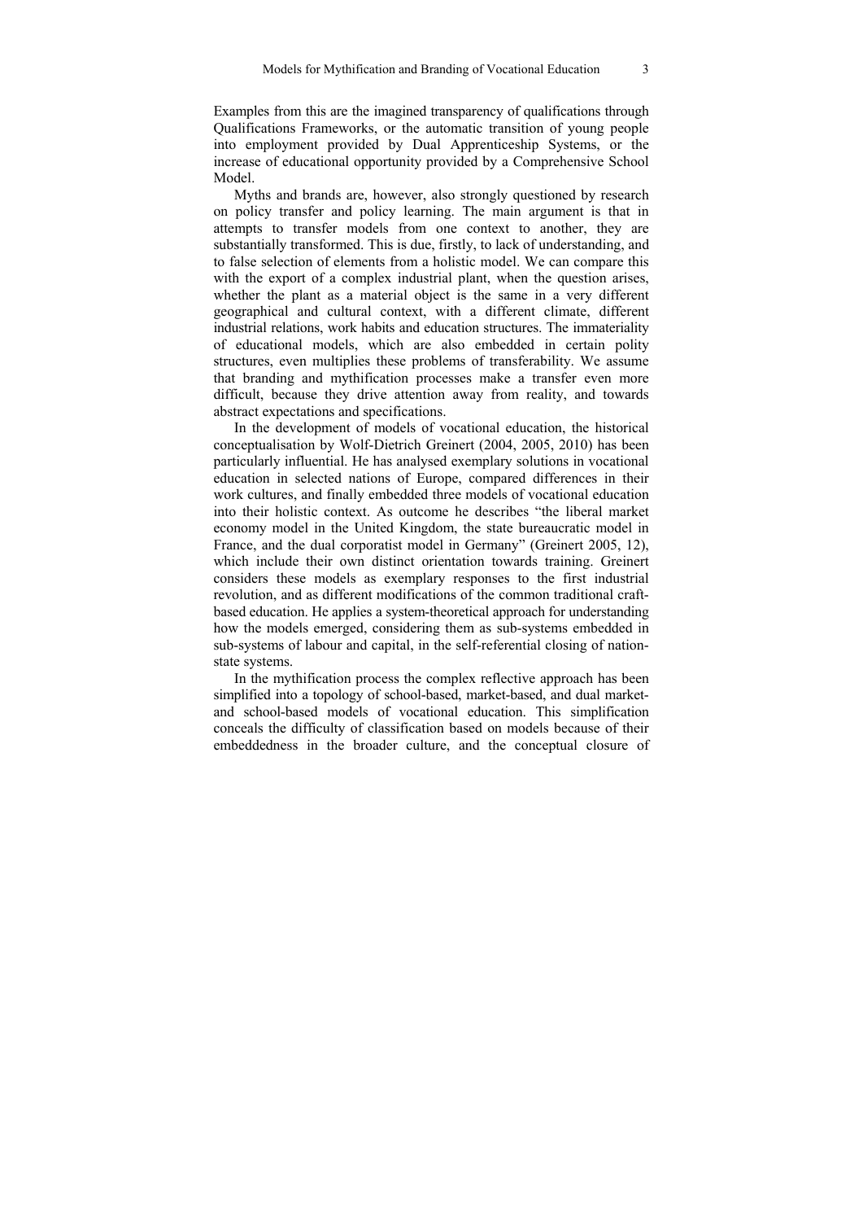Examples from this are the imagined transparency of qualifications through Qualifications Frameworks, or the automatic transition of young people into employment provided by Dual Apprenticeship Systems, or the increase of educational opportunity provided by a Comprehensive School Model.

Myths and brands are, however, also strongly questioned by research on policy transfer and policy learning. The main argument is that in attempts to transfer models from one context to another, they are substantially transformed. This is due, firstly, to lack of understanding, and to false selection of elements from a holistic model. We can compare this with the export of a complex industrial plant, when the question arises, whether the plant as a material object is the same in a very different geographical and cultural context, with a different climate, different industrial relations, work habits and education structures. The immateriality of educational models, which are also embedded in certain polity structures, even multiplies these problems of transferability. We assume that branding and mythification processes make a transfer even more difficult, because they drive attention away from reality, and towards abstract expectations and specifications.

In the development of models of vocational education, the historical conceptualisation by Wolf-Dietrich Greinert (2004, 2005, 2010) has been particularly influential. He has analysed exemplary solutions in vocational education in selected nations of Europe, compared differences in their work cultures, and finally embedded three models of vocational education into their holistic context. As outcome he describes "the liberal market economy model in the United Kingdom, the state bureaucratic model in France, and the dual corporatist model in Germany" (Greinert 2005, 12), which include their own distinct orientation towards training. Greinert considers these models as exemplary responses to the first industrial revolution, and as different modifications of the common traditional craft-based education. He applies a system-theoretical approach for understanding how the models emerged, considering them as sub-systems embedded in sub-systems of labour and capital, in the self-referential closing of nation-state systems.

In the mythification process the complex reflective approach has been simplified into a topology of school-based, market-based, and dual market- and school-based models of vocational education. This simplification conceals the difficulty of classification based on models because of their embeddedness in the broader culture, and the conceptual closure of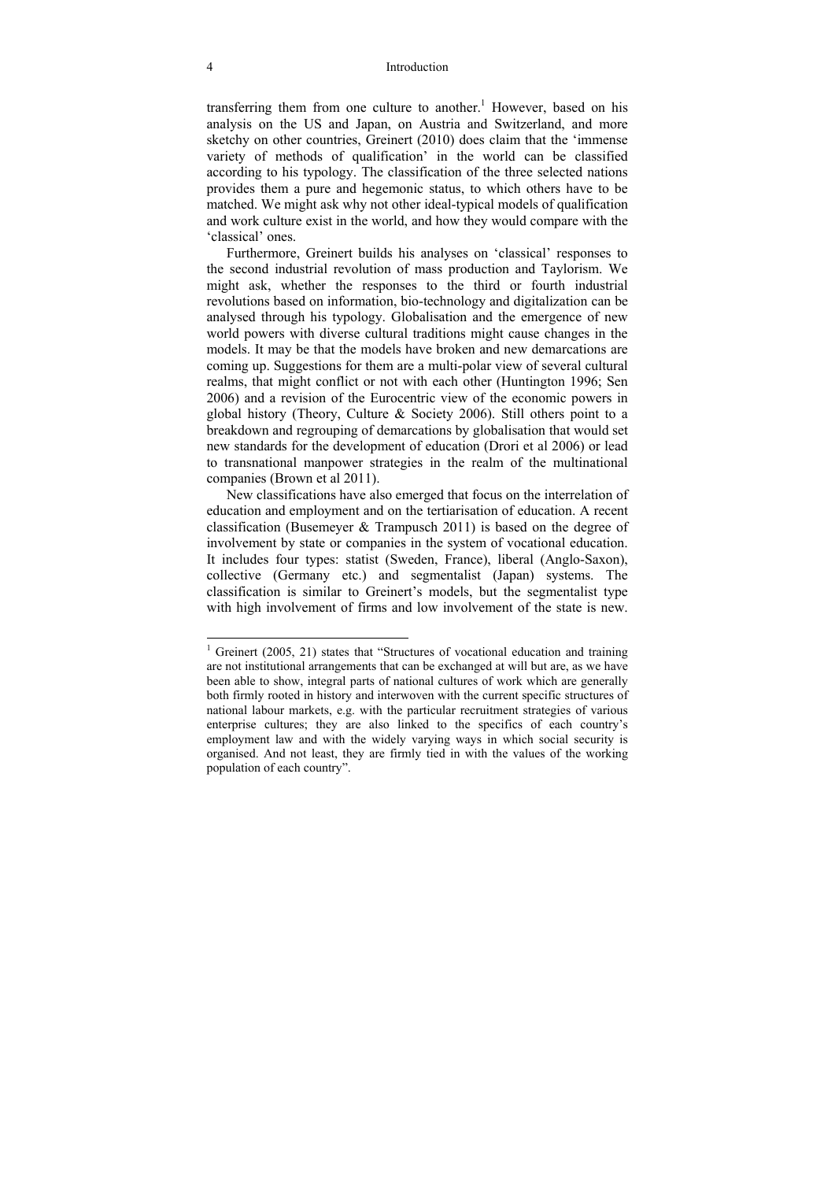transferring them from one culture to another.[1] However, based on his analysis on the US and Japan, on Austria and Switzerland, and more sketchy on other countries, Greinert (2010) does claim that the 'immense variety of methods of qualification' in the world can be classified according to his typology. The classification of the three selected nations provides them a pure and hegemonic status, to which others have to be matched. We might ask why not other ideal-typical models of qualification and work culture exist in the world, and how they would compare with the 'classical' ones.

Furthermore, Greinert builds his analyses on 'classical' responses to the second industrial revolution of mass production and Taylorism. We might ask, whether the responses to the third or fourth industrial revolutions based on information, bio-technology and digitalization can be analysed through his typology. Globalisation and the emergence of new world powers with diverse cultural traditions might cause changes in the models. It may be that the models have broken and new demarcations are coming up. Suggestions for them are a multi-polar view of several cultural realms, that might conflict or not with each other (Huntington 1996; Sen 2006) and a revision of the Eurocentric view of the economic powers in global history (Theory, Culture & Society 2006). Still others point to a breakdown and regrouping of demarcations by globalisation that would set new standards for the development of education (Drori et al 2006) or lead to transnational manpower strategies in the realm of the multinational companies (Brown et al 2011).

New classifications have also emerged that focus on the interrelation of education and employment and on the tertiarisation of education. A recent classification (Busemeyer & Trampusch 2011) is based on the degree of involvement by state or companies in the system of vocational education. It includes four types: statist (Sweden, France), liberal (Anglo-Saxon), collective (Germany etc.) and segmentalist (Japan) systems. The classification is similar to Greinert's models, but the segmentalist type with high involvement of firms and low involvement of the state is new.

---

[1] Greinert (2005, 21) states that "Structures of vocational education and training are not institutional arrangements that can be exchanged at will but are, as we have been able to show, integral parts of national cultures of work which are generally both firmly rooted in history and interwoven with the current specific structures of national labour markets, e.g. with the particular recruitment strategies of various enterprise cultures; they are also linked to the specifics of each country's employment law and with the widely varying ways in which social security is organised. And not least, they are firmly tied in with the values of the working population of each country".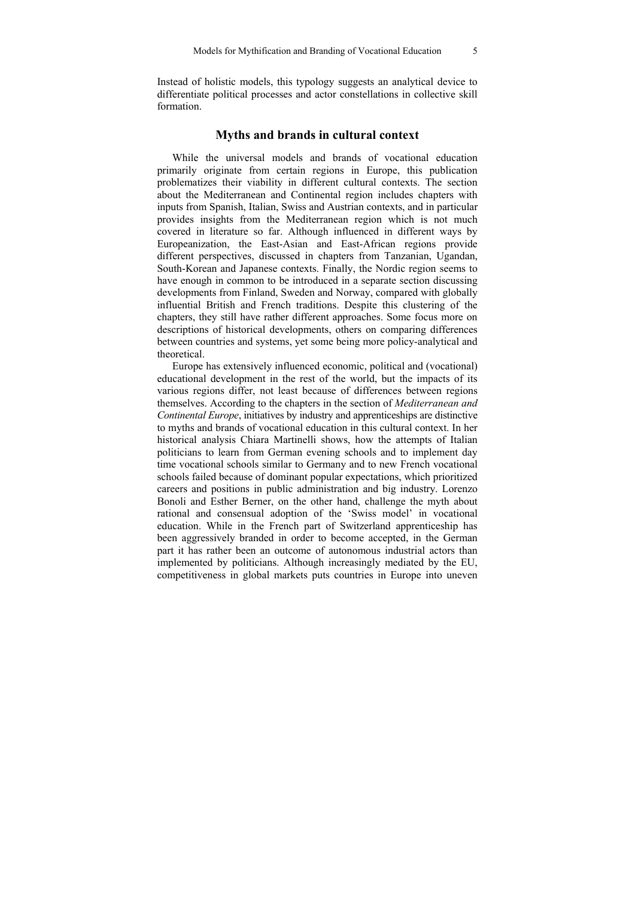Instead of holistic models, this typology suggests an analytical device to differentiate political processes and actor constellations in collective skill formation.

## Myths and brands in cultural context

While the universal models and brands of vocational education primarily originate from certain regions in Europe, this publication problematizes their viability in different cultural contexts. The section about the Mediterranean and Continental region includes chapters with inputs from Spanish, Italian, Swiss and Austrian contexts, and in particular provides insights from the Mediterranean region which is not much covered in literature so far. Although influenced in different ways by Europeanization, the East-Asian and East-African regions provide different perspectives, discussed in chapters from Tanzanian, Ugandan, South-Korean and Japanese contexts. Finally, the Nordic region seems to have enough in common to be introduced in a separate section discussing developments from Finland, Sweden and Norway, compared with globally influential British and French traditions. Despite this clustering of the chapters, they still have rather different approaches. Some focus more on descriptions of historical developments, others on comparing differences between countries and systems, yet some being more policy-analytical and theoretical.

Europe has extensively influenced economic, political and (vocational) educational development in the rest of the world, but the impacts of its various regions differ, not least because of differences between regions themselves. According to the chapters in the section of *Mediterranean and Continental Europe*, initiatives by industry and apprenticeships are distinctive to myths and brands of vocational education in this cultural context. In her historical analysis Chiara Martinelli shows, how the attempts of Italian politicians to learn from German evening schools and to implement day time vocational schools similar to Germany and to new French vocational schools failed because of dominant popular expectations, which prioritized careers and positions in public administration and big industry. Lorenzo Bonoli and Esther Berner, on the other hand, challenge the myth about rational and consensual adoption of the 'Swiss model' in vocational education. While in the French part of Switzerland apprenticeship has been aggressively branded in order to become accepted, in the German part it has rather been an outcome of autonomous industrial actors than implemented by politicians. Although increasingly mediated by the EU, competitiveness in global markets puts countries in Europe into uneven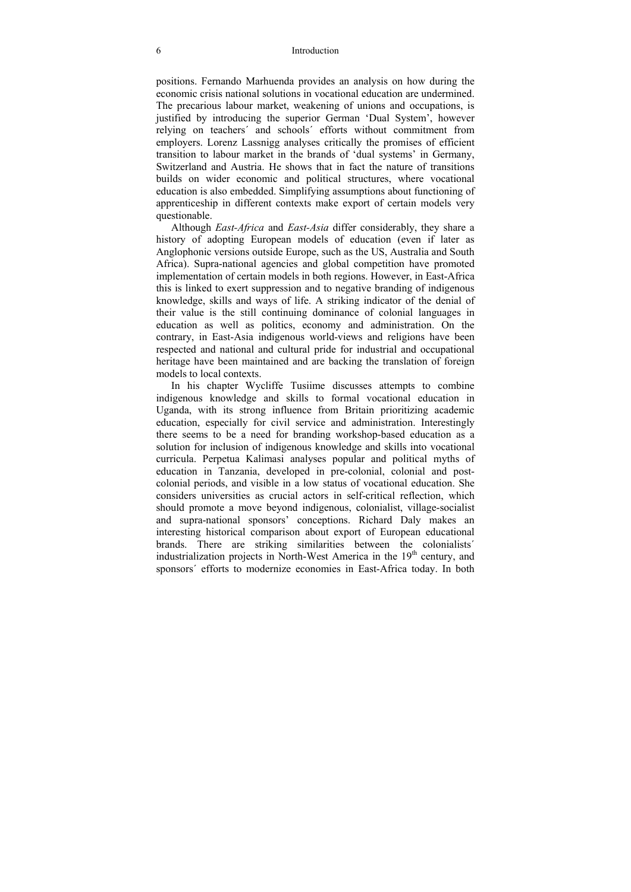positions. Fernando Marhuenda provides an analysis on how during the economic crisis national solutions in vocational education are undermined. The precarious labour market, weakening of unions and occupations, is justified by introducing the superior German 'Dual System', however relying on teachers´ and schools´ efforts without commitment from employers. Lorenz Lassnigg analyses critically the promises of efficient transition to labour market in the brands of 'dual systems' in Germany, Switzerland and Austria. He shows that in fact the nature of transitions builds on wider economic and political structures, where vocational education is also embedded. Simplifying assumptions about functioning of apprenticeship in different contexts make export of certain models very questionable.

Although *East-Africa* and *East-Asia* differ considerably, they share a history of adopting European models of education (even if later as Anglophonic versions outside Europe, such as the US, Australia and South Africa). Supra-national agencies and global competition have promoted implementation of certain models in both regions. However, in East-Africa this is linked to exert suppression and to negative branding of indigenous knowledge, skills and ways of life. A striking indicator of the denial of their value is the still continuing dominance of colonial languages in education as well as politics, economy and administration. On the contrary, in East-Asia indigenous world-views and religions have been respected and national and cultural pride for industrial and occupational heritage have been maintained and are backing the translation of foreign models to local contexts.

In his chapter Wycliffe Tusiime discusses attempts to combine indigenous knowledge and skills to formal vocational education in Uganda, with its strong influence from Britain prioritizing academic education, especially for civil service and administration. Interestingly there seems to be a need for branding workshop-based education as a solution for inclusion of indigenous knowledge and skills into vocational curricula. Perpetua Kalimasi analyses popular and political myths of education in Tanzania, developed in pre-colonial, colonial and post-colonial periods, and visible in a low status of vocational education. She considers universities as crucial actors in self-critical reflection, which should promote a move beyond indigenous, colonialist, village-socialist and supra-national sponsors' conceptions. Richard Daly makes an interesting historical comparison about export of European educational brands. There are striking similarities between the colonialists´ industrialization projects in North-West America in the 19th century, and sponsors´ efforts to modernize economies in East-Africa today. In both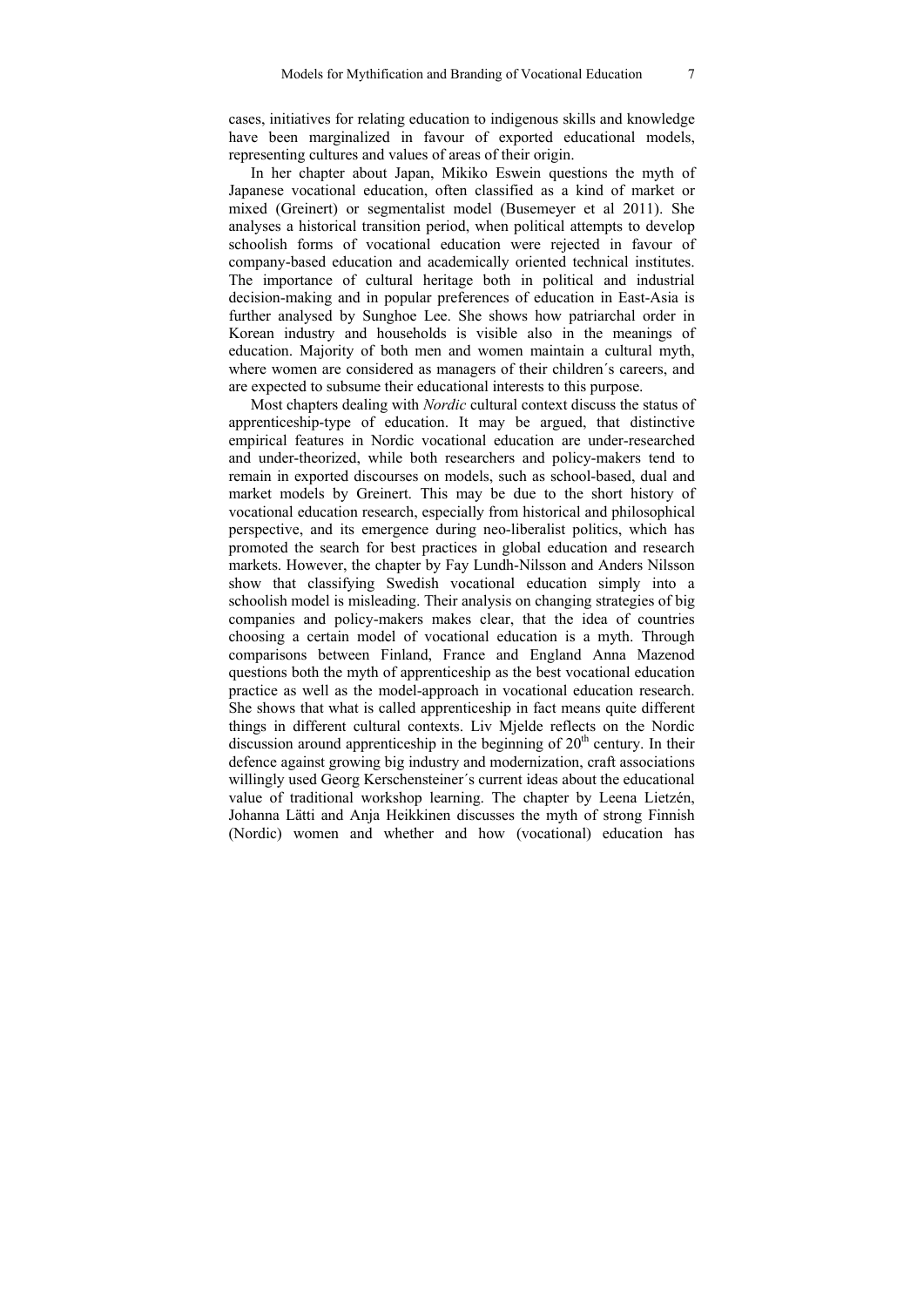cases, initiatives for relating education to indigenous skills and knowledge have been marginalized in favour of exported educational models, representing cultures and values of areas of their origin.

In her chapter about Japan, Mikiko Eswein questions the myth of Japanese vocational education, often classified as a kind of market or mixed (Greinert) or segmentalist model (Busemeyer et al 2011). She analyses a historical transition period, when political attempts to develop schoolish forms of vocational education were rejected in favour of company-based education and academically oriented technical institutes. The importance of cultural heritage both in political and industrial decision-making and in popular preferences of education in East-Asia is further analysed by Sunghoe Lee. She shows how patriarchal order in Korean industry and households is visible also in the meanings of education. Majority of both men and women maintain a cultural myth, where women are considered as managers of their children´s careers, and are expected to subsume their educational interests to this purpose.

Most chapters dealing with *Nordic* cultural context discuss the status of apprenticeship-type of education. It may be argued, that distinctive empirical features in Nordic vocational education are under-researched and under-theorized, while both researchers and policy-makers tend to remain in exported discourses on models, such as school-based, dual and market models by Greinert. This may be due to the short history of vocational education research, especially from historical and philosophical perspective, and its emergence during neo-liberalist politics, which has promoted the search for best practices in global education and research markets. However, the chapter by Fay Lundh-Nilsson and Anders Nilsson show that classifying Swedish vocational education simply into a schoolish model is misleading. Their analysis on changing strategies of big companies and policy-makers makes clear, that the idea of countries choosing a certain model of vocational education is a myth. Through comparisons between Finland, France and England Anna Mazenod questions both the myth of apprenticeship as the best vocational education practice as well as the model-approach in vocational education research. She shows that what is called apprenticeship in fact means quite different things in different cultural contexts. Liv Mjelde reflects on the Nordic discussion around apprenticeship in the beginning of 20th century. In their defence against growing big industry and modernization, craft associations willingly used Georg Kerschensteiner´s current ideas about the educational value of traditional workshop learning. The chapter by Leena Lietzén, Johanna Lätti and Anja Heikkinen discusses the myth of strong Finnish (Nordic) women and whether and how (vocational) education has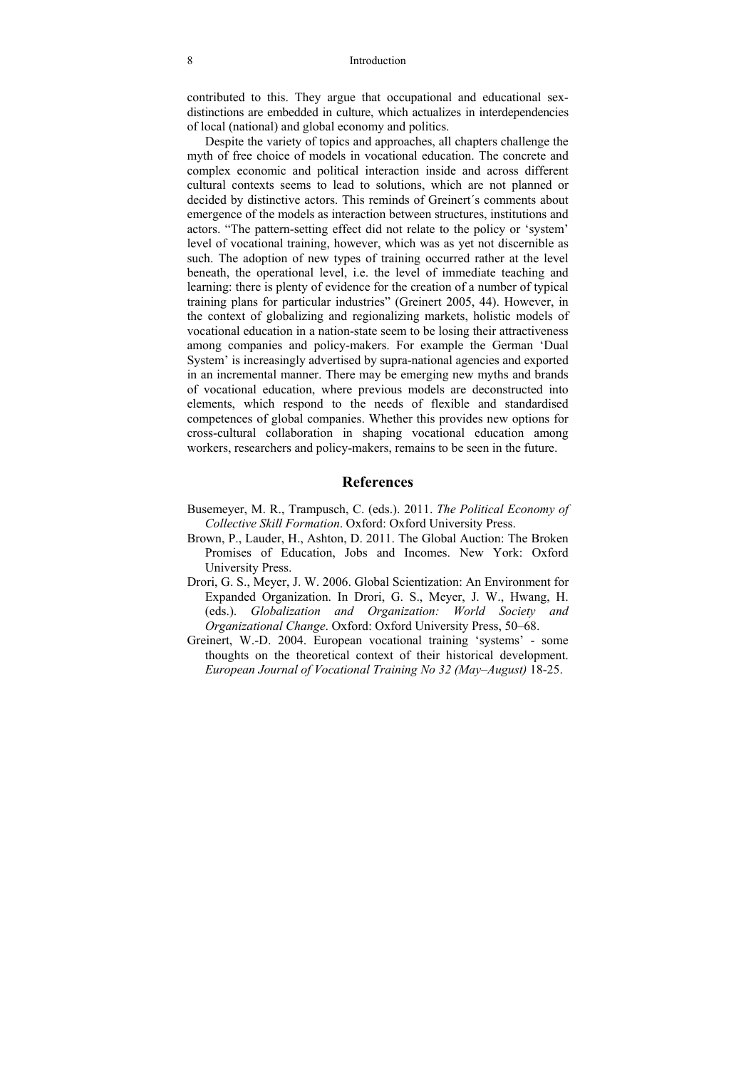contributed to this. They argue that occupational and educational sex-distinctions are embedded in culture, which actualizes in interdependencies of local (national) and global economy and politics.

Despite the variety of topics and approaches, all chapters challenge the myth of free choice of models in vocational education. The concrete and complex economic and political interaction inside and across different cultural contexts seems to lead to solutions, which are not planned or decided by distinctive actors. This reminds of Greinert´s comments about emergence of the models as interaction between structures, institutions and actors. "The pattern-setting effect did not relate to the policy or 'system' level of vocational training, however, which was as yet not discernible as such. The adoption of new types of training occurred rather at the level beneath, the operational level, i.e. the level of immediate teaching and learning: there is plenty of evidence for the creation of a number of typical training plans for particular industries" (Greinert 2005, 44). However, in the context of globalizing and regionalizing markets, holistic models of vocational education in a nation-state seem to be losing their attractiveness among companies and policy-makers. For example the German 'Dual System' is increasingly advertised by supra-national agencies and exported in an incremental manner. There may be emerging new myths and brands of vocational education, where previous models are deconstructed into elements, which respond to the needs of flexible and standardised competences of global companies. Whether this provides new options for cross-cultural collaboration in shaping vocational education among workers, researchers and policy-makers, remains to be seen in the future.

## References

Busemeyer, M. R., Trampusch, C. (eds.). 2011. *The Political Economy of Collective Skill Formation*. Oxford: Oxford University Press.

Brown, P., Lauder, H., Ashton, D. 2011. The Global Auction: The Broken Promises of Education, Jobs and Incomes. New York: Oxford University Press.

Drori, G. S., Meyer, J. W. 2006. Global Scientization: An Environment for Expanded Organization. In Drori, G. S., Meyer, J. W., Hwang, H. (eds.). *Globalization and Organization: World Society and Organizational Change*. Oxford: Oxford University Press, 50–68.

Greinert, W.-D. 2004. European vocational training 'systems' - some thoughts on the theoretical context of their historical development. *European Journal of Vocational Training No 32 (May–August)* 18-25.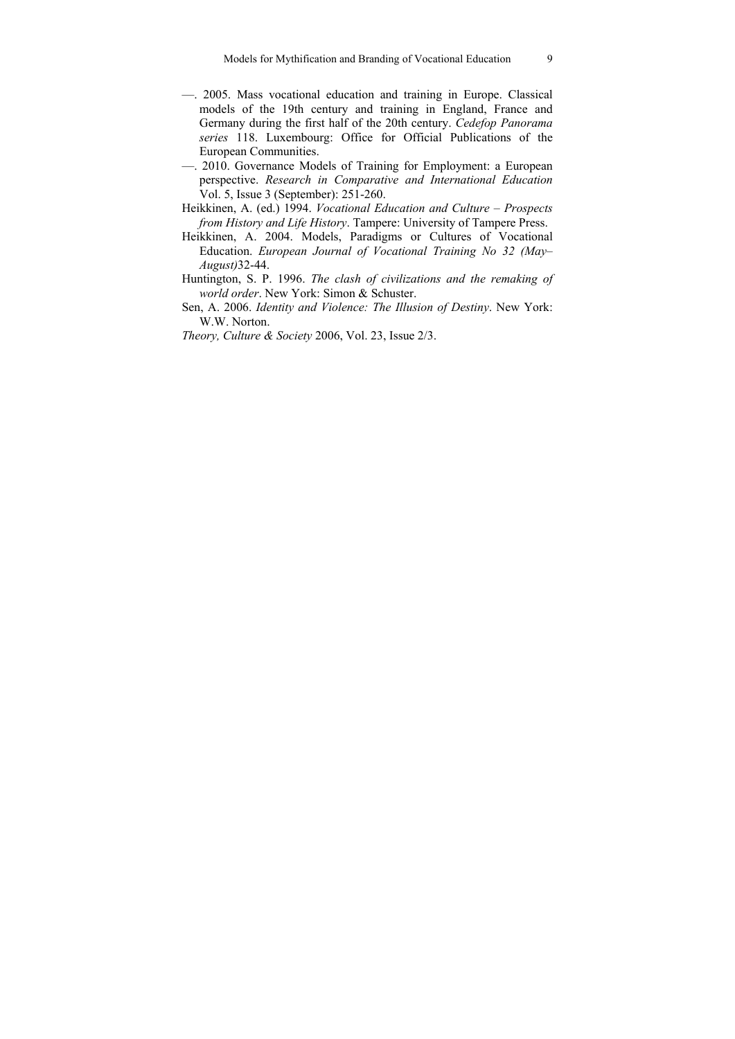—. 2005. Mass vocational education and training in Europe. Classical models of the 19th century and training in England, France and Germany during the first half of the 20th century. *Cedefop Panorama series* 118. Luxembourg: Office for Official Publications of the European Communities.

—. 2010. Governance Models of Training for Employment: a European perspective. *Research in Comparative and International Education* Vol. 5, Issue 3 (September): 251-260.

Heikkinen, A. (ed.) 1994. *Vocational Education and Culture – Prospects from History and Life History*. Tampere: University of Tampere Press.

Heikkinen, A. 2004. Models, Paradigms or Cultures of Vocational Education. *European Journal of Vocational Training No 32 (May–August)*32-44.

Huntington, S. P. 1996. *The clash of civilizations and the remaking of world order*. New York: Simon & Schuster.

Sen, A. 2006. *Identity and Violence: The Illusion of Destiny*. New York: W.W. Norton.

*Theory, Culture & Society* 2006, Vol. 23, Issue 2/3.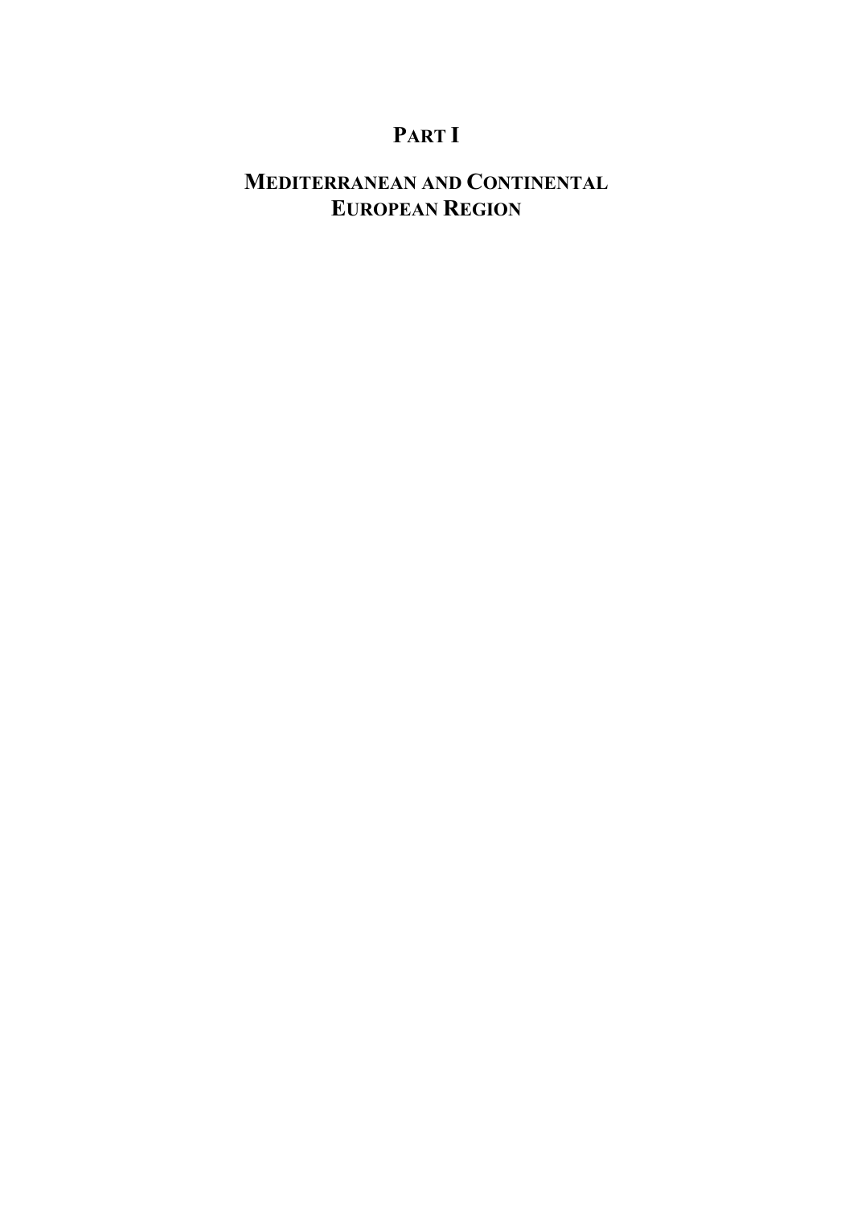# PART I

## MEDITERRANEAN AND CONTINENTAL EUROPEAN REGION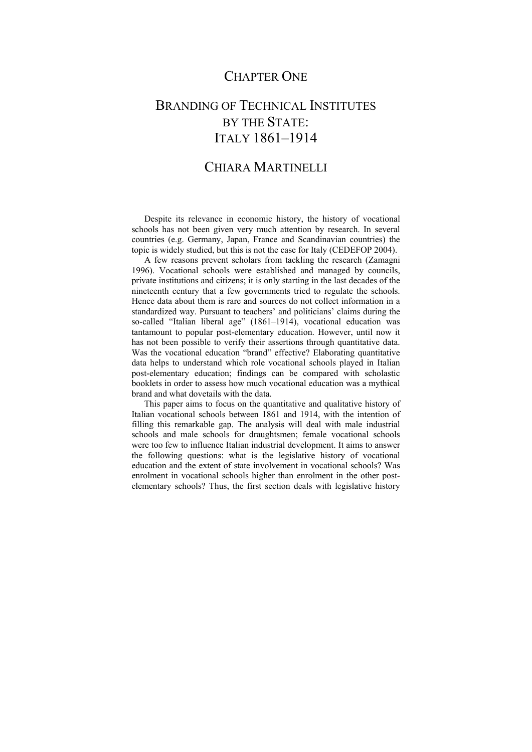# CHAPTER ONE

# BRANDING OF TECHNICAL INSTITUTES BY THE STATE: ITALY 1861–1914

## CHIARA MARTINELLI

Despite its relevance in economic history, the history of vocational schools has not been given very much attention by research. In several countries (e.g. Germany, Japan, France and Scandinavian countries) the topic is widely studied, but this is not the case for Italy (CEDEFOP 2004).

A few reasons prevent scholars from tackling the research (Zamagni 1996). Vocational schools were established and managed by councils, private institutions and citizens; it is only starting in the last decades of the nineteenth century that a few governments tried to regulate the schools. Hence data about them is rare and sources do not collect information in a standardized way. Pursuant to teachers' and politicians' claims during the so-called "Italian liberal age" (1861–1914), vocational education was tantamount to popular post-elementary education. However, until now it has not been possible to verify their assertions through quantitative data. Was the vocational education "brand" effective? Elaborating quantitative data helps to understand which role vocational schools played in Italian post-elementary education; findings can be compared with scholastic booklets in order to assess how much vocational education was a mythical brand and what dovetails with the data.

This paper aims to focus on the quantitative and qualitative history of Italian vocational schools between 1861 and 1914, with the intention of filling this remarkable gap. The analysis will deal with male industrial schools and male schools for draughtsmen; female vocational schools were too few to influence Italian industrial development. It aims to answer the following questions: what is the legislative history of vocational education and the extent of state involvement in vocational schools? Was enrolment in vocational schools higher than enrolment in the other post-elementary schools? Thus, the first section deals with legislative history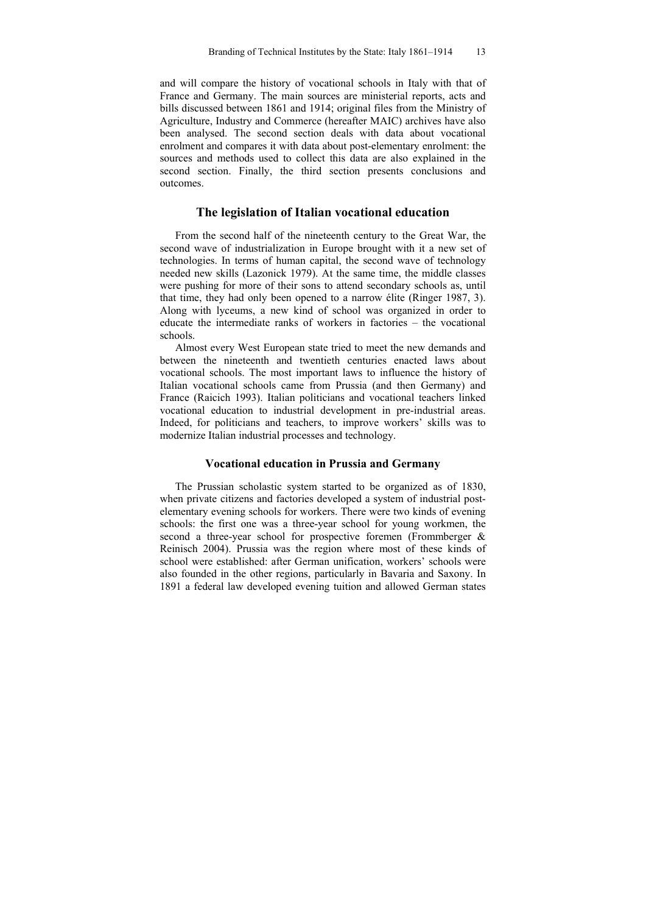and will compare the history of vocational schools in Italy with that of France and Germany. The main sources are ministerial reports, acts and bills discussed between 1861 and 1914; original files from the Ministry of Agriculture, Industry and Commerce (hereafter MAIC) archives have also been analysed. The second section deals with data about vocational enrolment and compares it with data about post-elementary enrolment: the sources and methods used to collect this data are also explained in the second section. Finally, the third section presents conclusions and outcomes.

## The legislation of Italian vocational education

From the second half of the nineteenth century to the Great War, the second wave of industrialization in Europe brought with it a new set of technologies. In terms of human capital, the second wave of technology needed new skills (Lazonick 1979). At the same time, the middle classes were pushing for more of their sons to attend secondary schools as, until that time, they had only been opened to a narrow élite (Ringer 1987, 3). Along with lyceums, a new kind of school was organized in order to educate the intermediate ranks of workers in factories – the vocational schools.

Almost every West European state tried to meet the new demands and between the nineteenth and twentieth centuries enacted laws about vocational schools. The most important laws to influence the history of Italian vocational schools came from Prussia (and then Germany) and France (Raicich 1993). Italian politicians and vocational teachers linked vocational education to industrial development in pre-industrial areas. Indeed, for politicians and teachers, to improve workers' skills was to modernize Italian industrial processes and technology.

### Vocational education in Prussia and Germany

The Prussian scholastic system started to be organized as of 1830, when private citizens and factories developed a system of industrial post-elementary evening schools for workers. There were two kinds of evening schools: the first one was a three-year school for young workmen, the second a three-year school for prospective foremen (Frommberger & Reinisch 2004). Prussia was the region where most of these kinds of school were established: after German unification, workers' schools were also founded in the other regions, particularly in Bavaria and Saxony. In 1891 a federal law developed evening tuition and allowed German states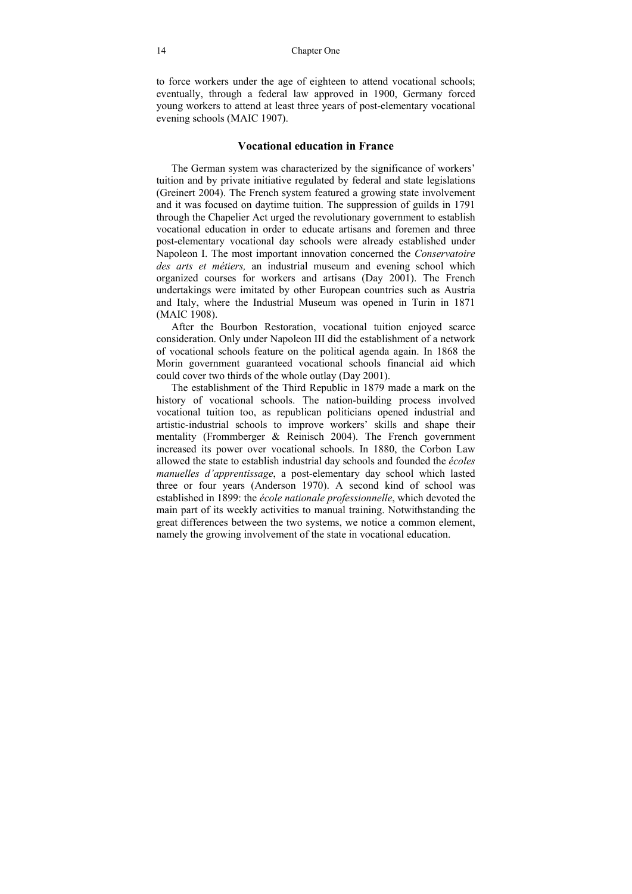to force workers under the age of eighteen to attend vocational schools; eventually, through a federal law approved in 1900, Germany forced young workers to attend at least three years of post-elementary vocational evening schools (MAIC 1907).

## Vocational education in France

The German system was characterized by the significance of workers' tuition and by private initiative regulated by federal and state legislations (Greinert 2004). The French system featured a growing state involvement and it was focused on daytime tuition. The suppression of guilds in 1791 through the Chapelier Act urged the revolutionary government to establish vocational education in order to educate artisans and foremen and three post-elementary vocational day schools were already established under Napoleon I. The most important innovation concerned the *Conservatoire des arts et métiers,* an industrial museum and evening school which organized courses for workers and artisans (Day 2001). The French undertakings were imitated by other European countries such as Austria and Italy, where the Industrial Museum was opened in Turin in 1871 (MAIC 1908).

After the Bourbon Restoration, vocational tuition enjoyed scarce consideration. Only under Napoleon III did the establishment of a network of vocational schools feature on the political agenda again. In 1868 the Morin government guaranteed vocational schools financial aid which could cover two thirds of the whole outlay (Day 2001).

The establishment of the Third Republic in 1879 made a mark on the history of vocational schools. The nation-building process involved vocational tuition too, as republican politicians opened industrial and artistic-industrial schools to improve workers' skills and shape their mentality (Frommberger & Reinisch 2004). The French government increased its power over vocational schools. In 1880, the Corbon Law allowed the state to establish industrial day schools and founded the *écoles manuelles d'apprentissage*, a post-elementary day school which lasted three or four years (Anderson 1970). A second kind of school was established in 1899: the *école nationale professionnelle*, which devoted the main part of its weekly activities to manual training. Notwithstanding the great differences between the two systems, we notice a common element, namely the growing involvement of the state in vocational education.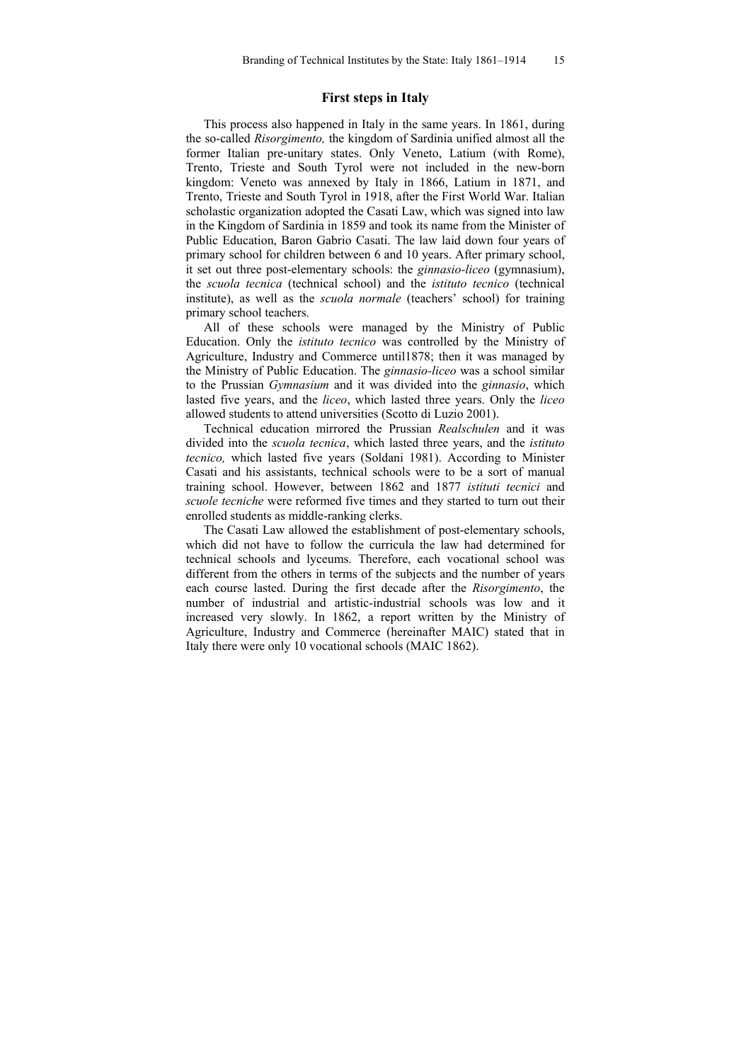## First steps in Italy

This process also happened in Italy in the same years. In 1861, during the so-called *Risorgimento,* the kingdom of Sardinia unified almost all the former Italian pre-unitary states. Only Veneto, Latium (with Rome), Trento, Trieste and South Tyrol were not included in the new-born kingdom: Veneto was annexed by Italy in 1866, Latium in 1871, and Trento, Trieste and South Tyrol in 1918, after the First World War. Italian scholastic organization adopted the Casati Law, which was signed into law in the Kingdom of Sardinia in 1859 and took its name from the Minister of Public Education, Baron Gabrio Casati. The law laid down four years of primary school for children between 6 and 10 years. After primary school, it set out three post-elementary schools: the *ginnasio-liceo* (gymnasium), the *scuola tecnica* (technical school) and the *istituto tecnico* (technical institute), as well as the *scuola normale* (teachers' school) for training primary school teachers.

All of these schools were managed by the Ministry of Public Education. Only the *istituto tecnico* was controlled by the Ministry of Agriculture, Industry and Commerce until1878; then it was managed by the Ministry of Public Education. The *ginnasio-liceo* was a school similar to the Prussian *Gymnasium* and it was divided into the *ginnasio*, which lasted five years, and the *liceo*, which lasted three years. Only the *liceo* allowed students to attend universities (Scotto di Luzio 2001).

Technical education mirrored the Prussian *Realschulen* and it was divided into the *scuola tecnica*, which lasted three years, and the *istituto tecnico,* which lasted five years (Soldani 1981). According to Minister Casati and his assistants, technical schools were to be a sort of manual training school. However, between 1862 and 1877 *istituti tecnici* and *scuole tecniche* were reformed five times and they started to turn out their enrolled students as middle-ranking clerks.

The Casati Law allowed the establishment of post-elementary schools, which did not have to follow the curricula the law had determined for technical schools and lyceums. Therefore, each vocational school was different from the others in terms of the subjects and the number of years each course lasted. During the first decade after the *Risorgimento*, the number of industrial and artistic-industrial schools was low and it increased very slowly. In 1862, a report written by the Ministry of Agriculture, Industry and Commerce (hereinafter MAIC) stated that in Italy there were only 10 vocational schools (MAIC 1862).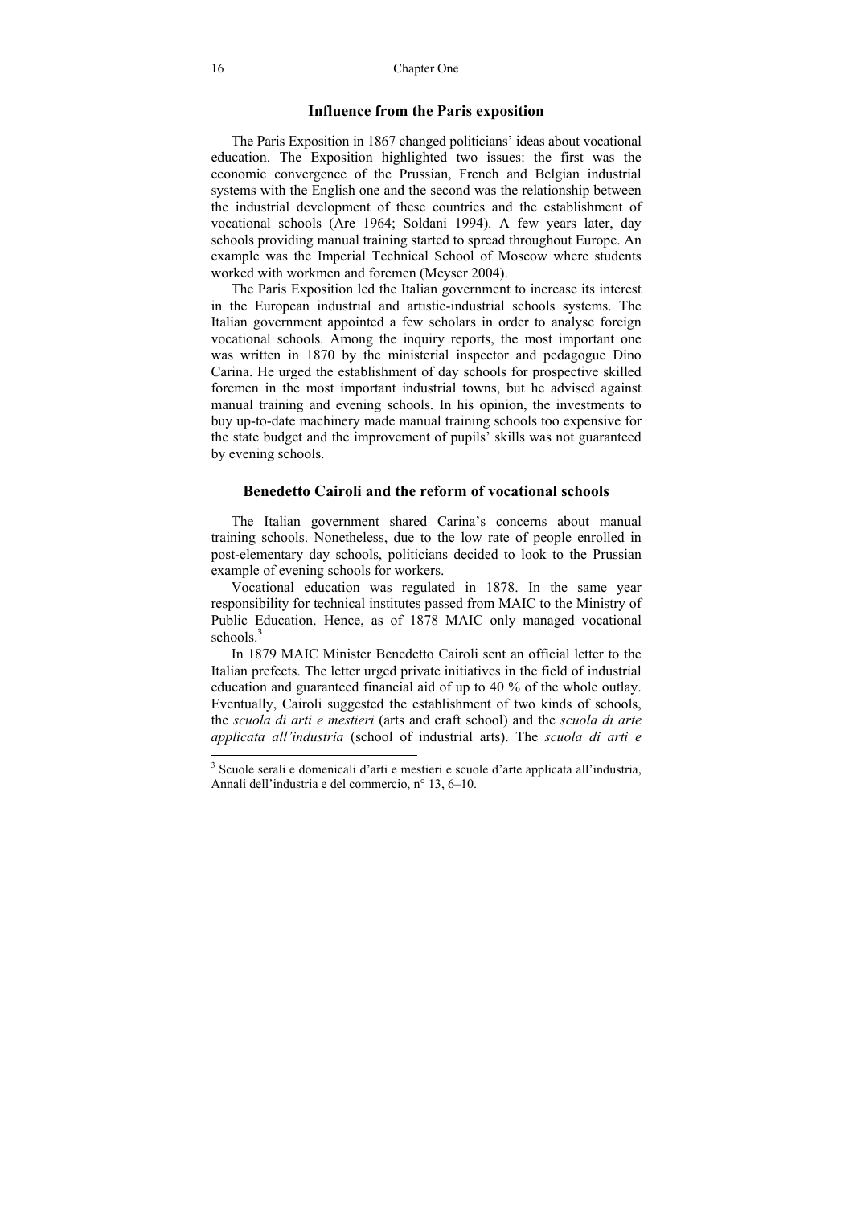## Influence from the Paris exposition

The Paris Exposition in 1867 changed politicians' ideas about vocational education. The Exposition highlighted two issues: the first was the economic convergence of the Prussian, French and Belgian industrial systems with the English one and the second was the relationship between the industrial development of these countries and the establishment of vocational schools (Are 1964; Soldani 1994). A few years later, day schools providing manual training started to spread throughout Europe. An example was the Imperial Technical School of Moscow where students worked with workmen and foremen (Meyser 2004).

The Paris Exposition led the Italian government to increase its interest in the European industrial and artistic-industrial schools systems. The Italian government appointed a few scholars in order to analyse foreign vocational schools. Among the inquiry reports, the most important one was written in 1870 by the ministerial inspector and pedagogue Dino Carina. He urged the establishment of day schools for prospective skilled foremen in the most important industrial towns, but he advised against manual training and evening schools. In his opinion, the investments to buy up-to-date machinery made manual training schools too expensive for the state budget and the improvement of pupils' skills was not guaranteed by evening schools.

## Benedetto Cairoli and the reform of vocational schools

The Italian government shared Carina's concerns about manual training schools. Nonetheless, due to the low rate of people enrolled in post-elementary day schools, politicians decided to look to the Prussian example of evening schools for workers.

Vocational education was regulated in 1878. In the same year responsibility for technical institutes passed from MAIC to the Ministry of Public Education. Hence, as of 1878 MAIC only managed vocational schools.[3]

In 1879 MAIC Minister Benedetto Cairoli sent an official letter to the Italian prefects. The letter urged private initiatives in the field of industrial education and guaranteed financial aid of up to 40 % of the whole outlay. Eventually, Cairoli suggested the establishment of two kinds of schools, the *scuola di arti e mestieri* (arts and craft school) and the *scuola di arte applicata all'industria* (school of industrial arts). The *scuola di arti e*

---

[3] Scuole serali e domenicali d'arti e mestieri e scuole d'arte applicata all'industria, Annali dell'industria e del commercio, n° 13, 6–10.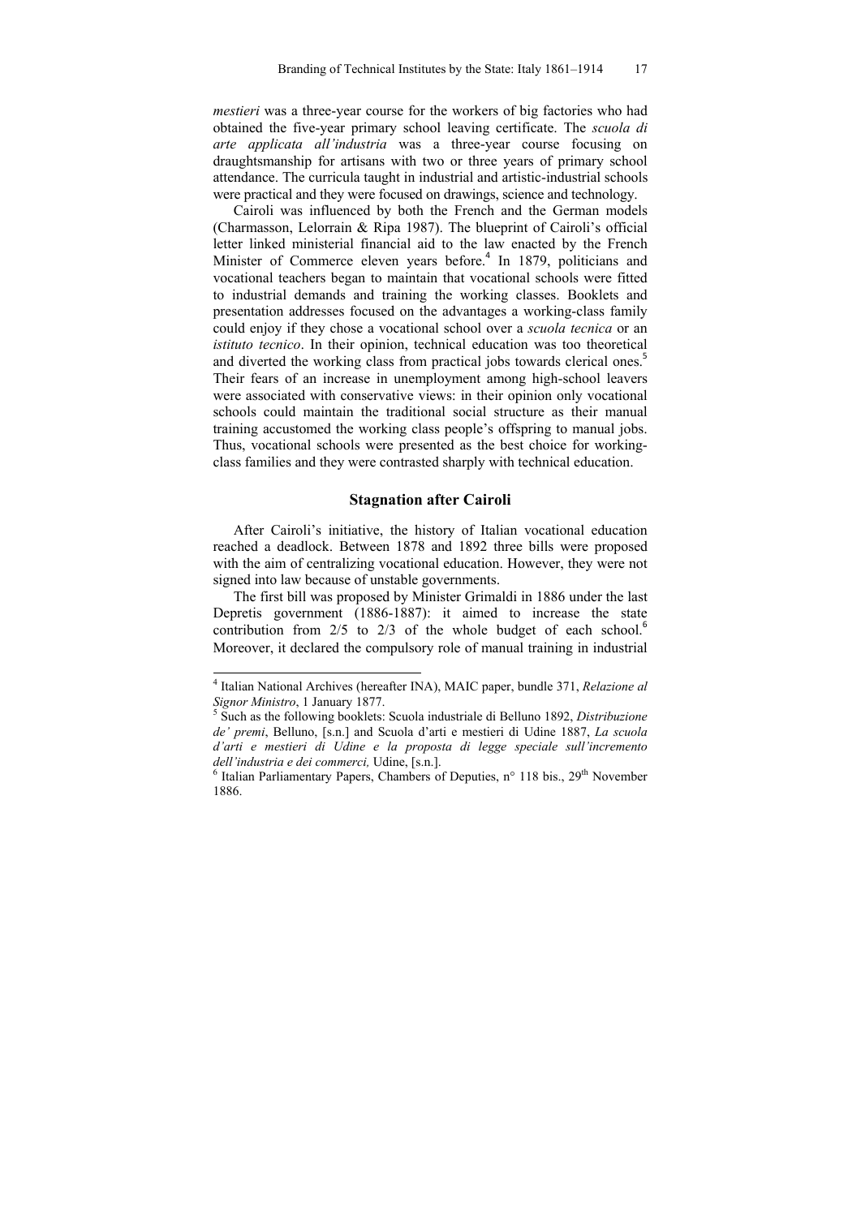*mestieri* was a three-year course for the workers of big factories who had obtained the five-year primary school leaving certificate. The *scuola di arte applicata all'industria* was a three-year course focusing on draughtsmanship for artisans with two or three years of primary school attendance. The curricula taught in industrial and artistic-industrial schools were practical and they were focused on drawings, science and technology.

Cairoli was influenced by both the French and the German models (Charmasson, Lelorrain & Ripa 1987). The blueprint of Cairoli's official letter linked ministerial financial aid to the law enacted by the French Minister of Commerce eleven years before.[4] In 1879, politicians and vocational teachers began to maintain that vocational schools were fitted to industrial demands and training the working classes. Booklets and presentation addresses focused on the advantages a working-class family could enjoy if they chose a vocational school over a *scuola tecnica* or an *istituto tecnico*. In their opinion, technical education was too theoretical and diverted the working class from practical jobs towards clerical ones.[5] Their fears of an increase in unemployment among high-school leavers were associated with conservative views: in their opinion only vocational schools could maintain the traditional social structure as their manual training accustomed the working class people's offspring to manual jobs. Thus, vocational schools were presented as the best choice for working-class families and they were contrasted sharply with technical education.

## Stagnation after Cairoli

After Cairoli's initiative, the history of Italian vocational education reached a deadlock. Between 1878 and 1892 three bills were proposed with the aim of centralizing vocational education. However, they were not signed into law because of unstable governments.

The first bill was proposed by Minister Grimaldi in 1886 under the last Depretis government (1886-1887): it aimed to increase the state contribution from 2/5 to 2/3 of the whole budget of each school.[6] Moreover, it declared the compulsory role of manual training in industrial

---

[4] Italian National Archives (hereafter INA), MAIC paper, bundle 371, *Relazione al Signor Ministro*, 1 January 1877.

[5] Such as the following booklets: Scuola industriale di Belluno 1892, *Distribuzione de' premi*, Belluno, [s.n.] and Scuola d'arti e mestieri di Udine 1887, *La scuola d'arti e mestieri di Udine e la proposta di legge speciale sull'incremento dell'industria e dei commerci,* Udine, [s.n.].

[6] Italian Parliamentary Papers, Chambers of Deputies, n° 118 bis., 29th November 1886.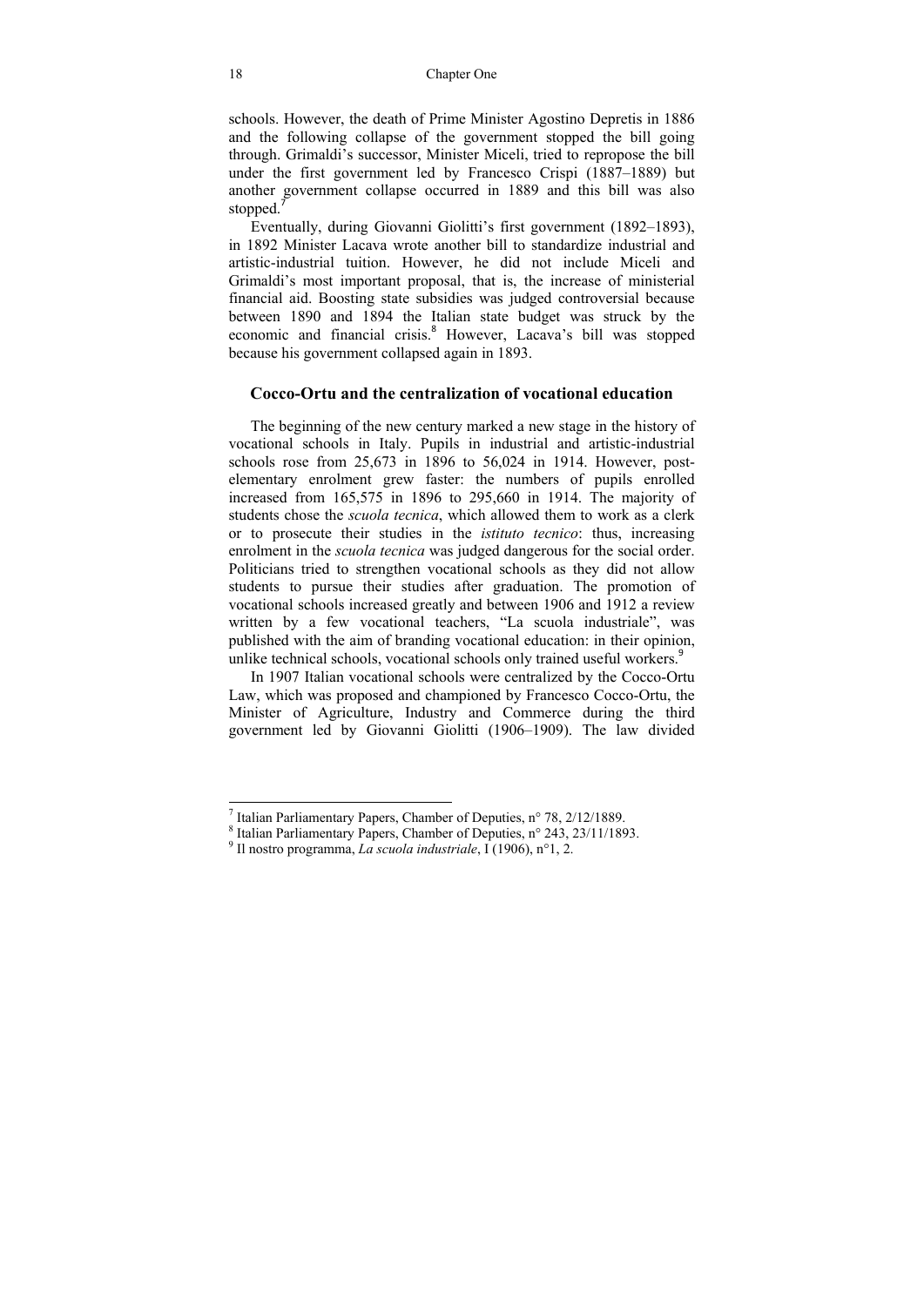schools. However, the death of Prime Minister Agostino Depretis in 1886 and the following collapse of the government stopped the bill going through. Grimaldi's successor, Minister Miceli, tried to repropose the bill under the first government led by Francesco Crispi (1887–1889) but another government collapse occurred in 1889 and this bill was also stopped.[7]

Eventually, during Giovanni Giolitti's first government (1892–1893), in 1892 Minister Lacava wrote another bill to standardize industrial and artistic-industrial tuition. However, he did not include Miceli and Grimaldi's most important proposal, that is, the increase of ministerial financial aid. Boosting state subsidies was judged controversial because between 1890 and 1894 the Italian state budget was struck by the economic and financial crisis.[8] However, Lacava's bill was stopped because his government collapsed again in 1893.

### Cocco-Ortu and the centralization of vocational education

The beginning of the new century marked a new stage in the history of vocational schools in Italy. Pupils in industrial and artistic-industrial schools rose from 25,673 in 1896 to 56,024 in 1914. However, post-elementary enrolment grew faster: the numbers of pupils enrolled increased from 165,575 in 1896 to 295,660 in 1914. The majority of students chose the *scuola tecnica*, which allowed them to work as a clerk or to prosecute their studies in the *istituto tecnico*: thus, increasing enrolment in the *scuola tecnica* was judged dangerous for the social order. Politicians tried to strengthen vocational schools as they did not allow students to pursue their studies after graduation. The promotion of vocational schools increased greatly and between 1906 and 1912 a review written by a few vocational teachers, "La scuola industriale", was published with the aim of branding vocational education: in their opinion, unlike technical schools, vocational schools only trained useful workers.[9]

In 1907 Italian vocational schools were centralized by the Cocco-Ortu Law, which was proposed and championed by Francesco Cocco-Ortu, the Minister of Agriculture, Industry and Commerce during the third government led by Giovanni Giolitti (1906–1909). The law divided

---

[7] Italian Parliamentary Papers, Chamber of Deputies, n° 78, 2/12/1889.

[8] Italian Parliamentary Papers, Chamber of Deputies, n° 243, 23/11/1893.

[9] Il nostro programma, *La scuola industriale*, I (1906), n°1, 2.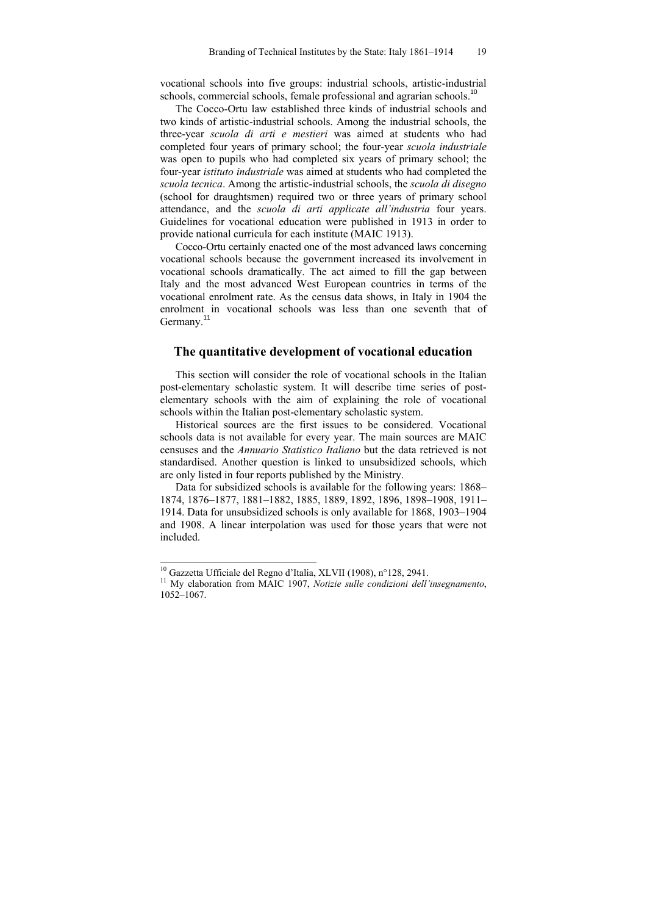vocational schools into five groups: industrial schools, artistic-industrial schools, commercial schools, female professional and agrarian schools.[10]

The Cocco-Ortu law established three kinds of industrial schools and two kinds of artistic-industrial schools. Among the industrial schools, the three-year *scuola di arti e mestieri* was aimed at students who had completed four years of primary school; the four-year *scuola industriale* was open to pupils who had completed six years of primary school; the four-year *istituto industriale* was aimed at students who had completed the *scuola tecnica*. Among the artistic-industrial schools, the *scuola di disegno* (school for draughtsmen) required two or three years of primary school attendance, and the *scuola di arti applicate all'industria* four years. Guidelines for vocational education were published in 1913 in order to provide national curricula for each institute (MAIC 1913).

Cocco-Ortu certainly enacted one of the most advanced laws concerning vocational schools because the government increased its involvement in vocational schools dramatically. The act aimed to fill the gap between Italy and the most advanced West European countries in terms of the vocational enrolment rate. As the census data shows, in Italy in 1904 the enrolment in vocational schools was less than one seventh that of Germany.[11]

## The quantitative development of vocational education

This section will consider the role of vocational schools in the Italian post-elementary scholastic system. It will describe time series of post-elementary schools with the aim of explaining the role of vocational schools within the Italian post-elementary scholastic system.

Historical sources are the first issues to be considered. Vocational schools data is not available for every year. The main sources are MAIC censuses and the *Annuario Statistico Italiano* but the data retrieved is not standardised. Another question is linked to unsubsidized schools, which are only listed in four reports published by the Ministry.

Data for subsidized schools is available for the following years: 1868–1874, 1876–1877, 1881–1882, 1885, 1889, 1892, 1896, 1898–1908, 1911–1914. Data for unsubsidized schools is only available for 1868, 1903–1904 and 1908. A linear interpolation was used for those years that were not included.

---

[10] Gazzetta Ufficiale del Regno d'Italia, XLVII (1908), n°128, 2941.

[11] My elaboration from MAIC 1907, *Notizie sulle condizioni dell'insegnamento*, 1052–1067.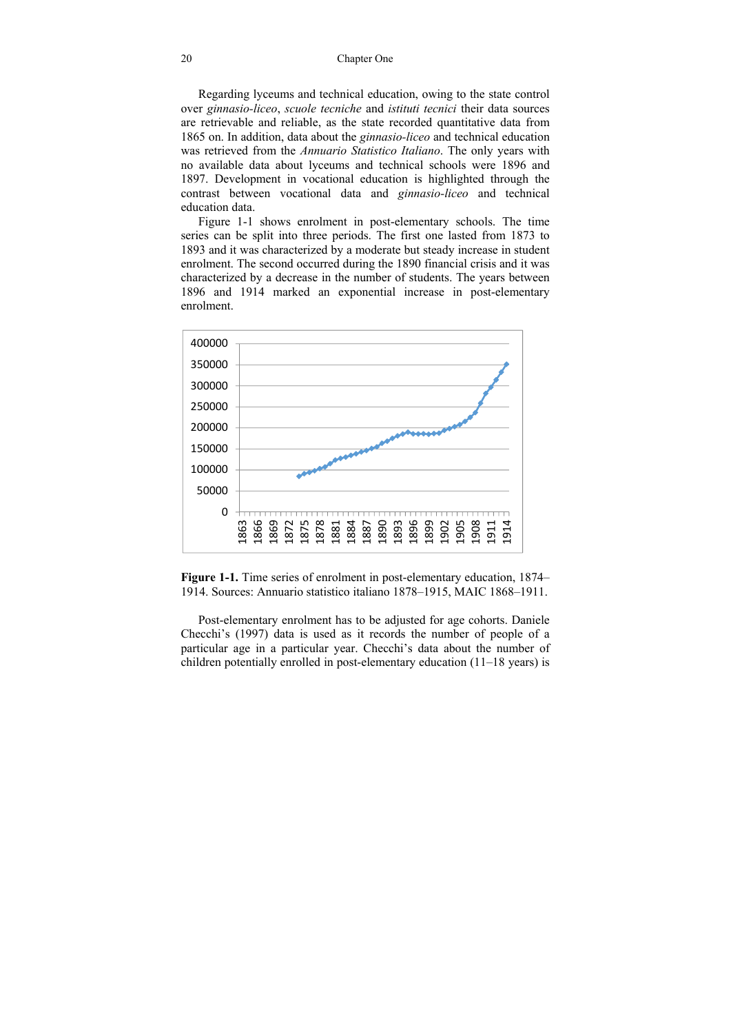Regarding lyceums and technical education, owing to the state control over *ginnasio-liceo*, *scuole tecniche* and *istituti tecnici* their data sources are retrievable and reliable, as the state recorded quantitative data from 1865 on. In addition, data about the *ginnasio-liceo* and technical education was retrieved from the *Annuario Statistico Italiano*. The only years with no available data about lyceums and technical schools were 1896 and 1897. Development in vocational education is highlighted through the contrast between vocational data and *ginnasio-liceo* and technical education data.

Figure 1-1 shows enrolment in post-elementary schools. The time series can be split into three periods. The first one lasted from 1873 to 1893 and it was characterized by a moderate but steady increase in student enrolment. The second occurred during the 1890 financial crisis and it was characterized by a decrease in the number of students. The years between 1896 and 1914 marked an exponential increase in post-elementary enrolment.

**Figure 1-1.** Time series of enrolment in post-elementary education, 1874–1914. Sources: Annuario statistico italiano 1878–1915, MAIC 1868–1911.

Post-elementary enrolment has to be adjusted for age cohorts. Daniele Checchi's (1997) data is used as it records the number of people of a particular age in a particular year. Checchi's data about the number of children potentially enrolled in post-elementary education (11–18 years) is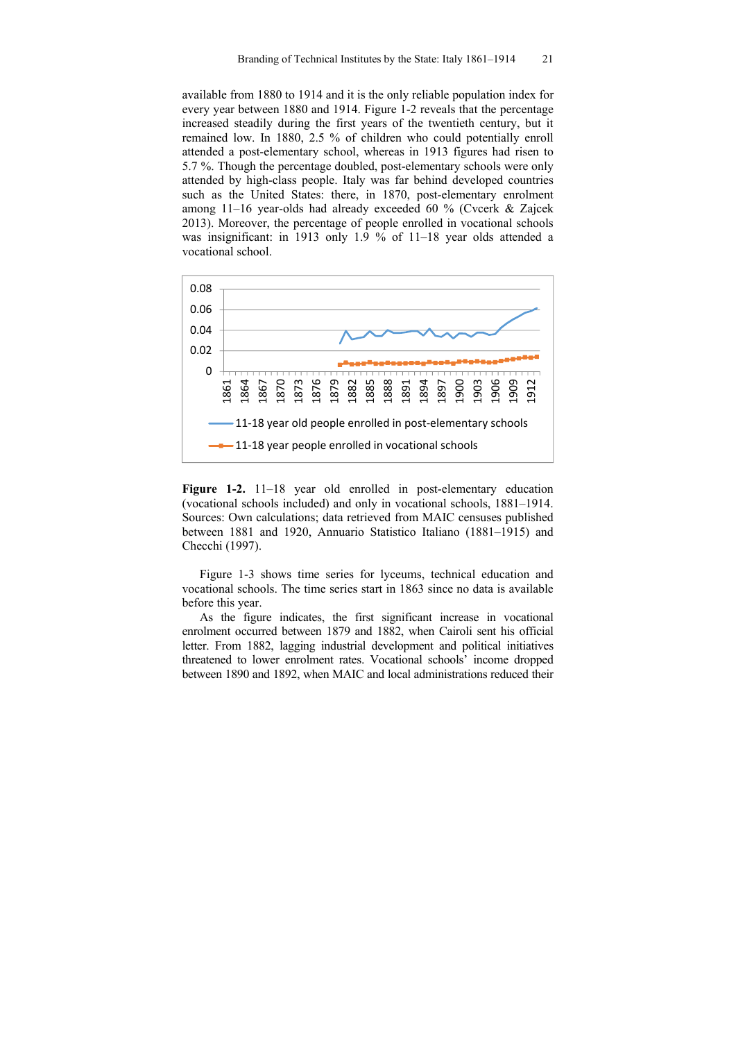available from 1880 to 1914 and it is the only reliable population index for every year between 1880 and 1914. Figure 1-2 reveals that the percentage increased steadily during the first years of the twentieth century, but it remained low. In 1880, 2.5 % of children who could potentially enroll attended a post-elementary school, whereas in 1913 figures had risen to 5.7 %. Though the percentage doubled, post-elementary schools were only attended by high-class people. Italy was far behind developed countries such as the United States: there, in 1870, post-elementary enrolment among 11–16 year-olds had already exceeded 60 % (Cvcerk & Zajcek 2013). Moreover, the percentage of people enrolled in vocational schools was insignificant: in 1913 only 1.9 % of 11–18 year olds attended a vocational school.

**Figure 1-2.** 11–18 year old enrolled in post-elementary education (vocational schools included) and only in vocational schools, 1881–1914. Sources: Own calculations; data retrieved from MAIC censuses published between 1881 and 1920, Annuario Statistico Italiano (1881–1915) and Checchi (1997).

Figure 1-3 shows time series for lyceums, technical education and vocational schools. The time series start in 1863 since no data is available before this year.

As the figure indicates, the first significant increase in vocational enrolment occurred between 1879 and 1882, when Cairoli sent his official letter. From 1882, lagging industrial development and political initiatives threatened to lower enrolment rates. Vocational schools' income dropped between 1890 and 1892, when MAIC and local administrations reduced their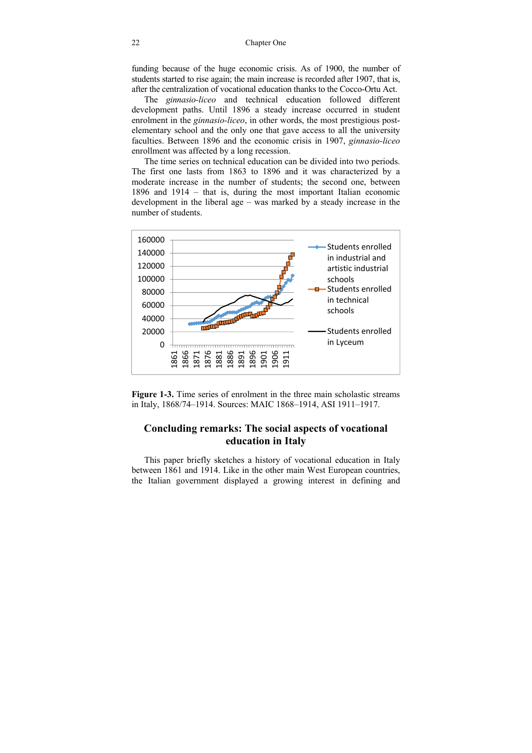funding because of the huge economic crisis. As of 1900, the number of students started to rise again; the main increase is recorded after 1907, that is, after the centralization of vocational education thanks to the Cocco-Ortu Act.

The *ginnasio-liceo* and technical education followed different development paths. Until 1896 a steady increase occurred in student enrolment in the *ginnasio-liceo*, in other words, the most prestigious post-elementary school and the only one that gave access to all the university faculties. Between 1896 and the economic crisis in 1907, *ginnasio-liceo* enrollment was affected by a long recession.

The time series on technical education can be divided into two periods. The first one lasts from 1863 to 1896 and it was characterized by a moderate increase in the number of students; the second one, between 1896 and 1914 – that is, during the most important Italian economic development in the liberal age – was marked by a steady increase in the number of students.

160000
140000
120000
100000
80000
60000
40000
20000
0

1861
1866
1871
1876
1881
1886
1891
1896
1901
1906
1911

Students enrolled in industrial and artistic industrial schools
Students enrolled in technical schools
Students enrolled in Lyceum

**Figure 1-3.** Time series of enrolment in the three main scholastic streams in Italy, 1868/74–1914. Sources: MAIC 1868–1914, ASI 1911–1917.

## Concluding remarks: The social aspects of vocational education in Italy

This paper briefly sketches a history of vocational education in Italy between 1861 and 1914. Like in the other main West European countries, the Italian government displayed a growing interest in defining and